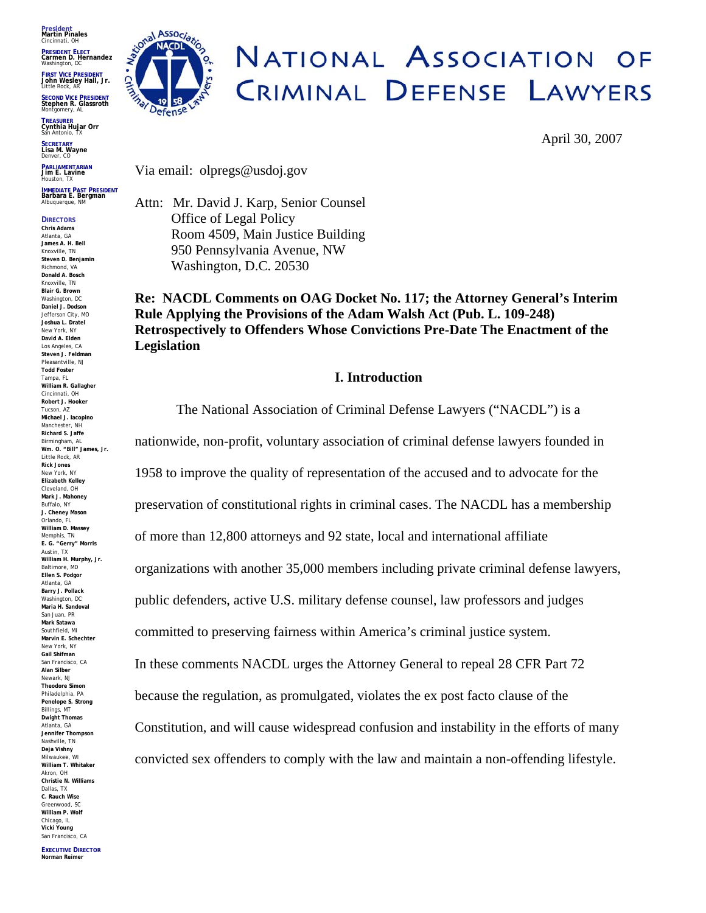**President**
**Martin Pinales**
Cincinnati, OH

**President Elect**
**Carmen D. Hernandez**
Washington, DC

**First Vice President**
**John Wesley Hall, Jr.**
Little Rock, AR

**Second Vice President**
**Stephen R. Glassroth**
Montgomery, AL

**Treasurer**
**Cynthia Hujar Orr**
San Antonio, TX

**Secretary**
**Lisa M. Wayne**
Denver, CO

**Parliamentarian**
**Jim E. Lavine**
Houston, TX

**Immediate Past President**
**Barbara E. Bergman**
Albuquerque, NM

**Directors**
**Chris Adams** Atlanta, GA
**James A. H. Bell** Knoxville, TN
**Steven D. Benjamin** Richmond, VA
**Donald A. Bosch** Knoxville, TN
**Blair G. Brown** Washington, DC
**Daniel J. Dodson** Jefferson City, MO
**Joshua L. Dratel** New York, NY
**David A. Elden** Los Angeles, CA
**Steven J. Feldman** Pleasantville, NJ
**Todd Foster** Tampa, FL
**William R. Gallagher** Cincinnati, OH
**Robert J. Hooker** Tucson, AZ
**Michael J. Iacopino** Manchester, NH
**Richard S. Jaffe** Birmingham, AL
**Wm. O. "Bill" James, Jr.** Little Rock, AR
**Rick Jones** New York, NY
**Elizabeth Kelley** Cleveland, OH
**Mark J. Mahoney** Buffalo, NY
**J. Cheney Mason** Orlando, FL
**William D. Massey** Memphis, TN
**E. G. "Gerry" Morris** Austin, TX
**William H. Murphy, Jr.** Baltimore, MD
**Ellen S. Podgor** Atlanta, GA
**Barry J. Pollack** Washington, DC
**Maria H. Sandoval** San Juan, PR
**Mark Satawa** Southfield, MI
**Marvin E. Schechter** New York, NY
**Gail Shifman** San Francisco, CA
**Alan Silber** Newark, NJ
**Theodore Simon** Philadelphia, PA
**Penelope S. Strong** Billings, MT
**Dwight Thomas** Atlanta, GA
**Jennifer Thompson** Nashville, TN
**Deja Vishny** Milwaukee, WI
**William T. Whitaker** Akron, OH
**Christie N. Williams** Dallas, TX
**C. Rauch Wise** Greenwood, SC
**William P. Wolf** Chicago, IL
**Vicki Young** San Francisco, CA

**Executive Director**
**Norman Reimer**

# NATIONAL ASSOCIATION OF CRIMINAL DEFENSE LAWYERS

April 30, 2007

Via email: olpregs@usdoj.gov

Attn: Mr. David J. Karp, Senior Counsel
Office of Legal Policy
Room 4509, Main Justice Building
950 Pennsylvania Avenue, NW
Washington, D.C. 20530

**Re: NACDL Comments on OAG Docket No. 117; the Attorney General's Interim Rule Applying the Provisions of the Adam Walsh Act (Pub. L. 109-248) Retrospectively to Offenders Whose Convictions Pre-Date The Enactment of the Legislation**

## I. Introduction

The National Association of Criminal Defense Lawyers ("NACDL") is a nationwide, non-profit, voluntary association of criminal defense lawyers founded in 1958 to improve the quality of representation of the accused and to advocate for the preservation of constitutional rights in criminal cases. The NACDL has a membership of more than 12,800 attorneys and 92 state, local and international affiliate organizations with another 35,000 members including private criminal defense lawyers, public defenders, active U.S. military defense counsel, law professors and judges committed to preserving fairness within America's criminal justice system.

In these comments NACDL urges the Attorney General to repeal 28 CFR Part 72 because the regulation, as promulgated, violates the ex post facto clause of the Constitution, and will cause widespread confusion and instability in the efforts of many convicted sex offenders to comply with the law and maintain a non-offending lifestyle.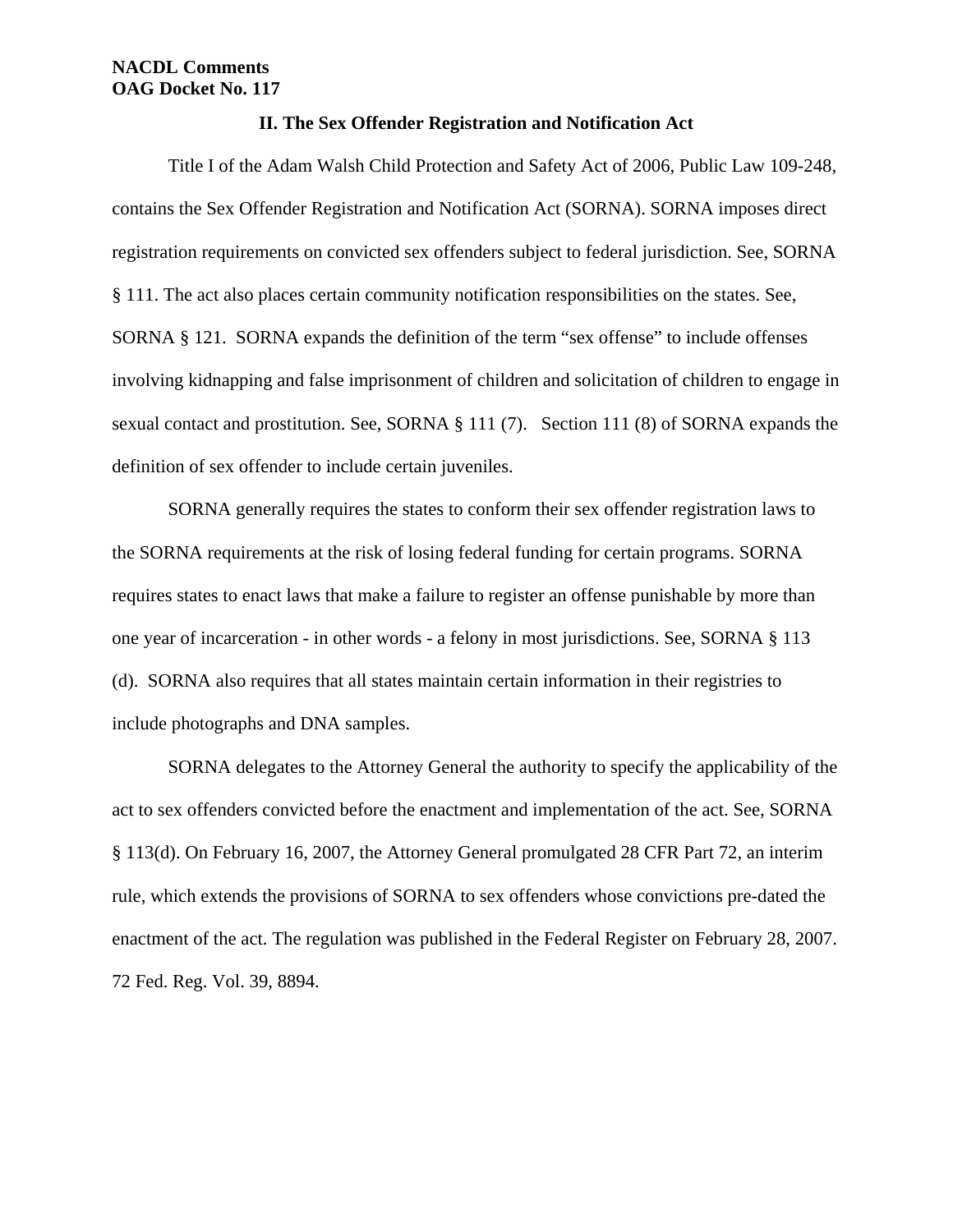## II. The Sex Offender Registration and Notification Act

Title I of the Adam Walsh Child Protection and Safety Act of 2006, Public Law 109-248, contains the Sex Offender Registration and Notification Act (SORNA). SORNA imposes direct registration requirements on convicted sex offenders subject to federal jurisdiction. See, SORNA § 111. The act also places certain community notification responsibilities on the states. See, SORNA § 121. SORNA expands the definition of the term "sex offense" to include offenses involving kidnapping and false imprisonment of children and solicitation of children to engage in sexual contact and prostitution. See, SORNA § 111 (7). Section 111 (8) of SORNA expands the definition of sex offender to include certain juveniles.

SORNA generally requires the states to conform their sex offender registration laws to the SORNA requirements at the risk of losing federal funding for certain programs. SORNA requires states to enact laws that make a failure to register an offense punishable by more than one year of incarceration - in other words - a felony in most jurisdictions. See, SORNA § 113 (d). SORNA also requires that all states maintain certain information in their registries to include photographs and DNA samples.

SORNA delegates to the Attorney General the authority to specify the applicability of the act to sex offenders convicted before the enactment and implementation of the act. See, SORNA § 113(d). On February 16, 2007, the Attorney General promulgated 28 CFR Part 72, an interim rule, which extends the provisions of SORNA to sex offenders whose convictions pre-dated the enactment of the act. The regulation was published in the Federal Register on February 28, 2007. 72 Fed. Reg. Vol. 39, 8894.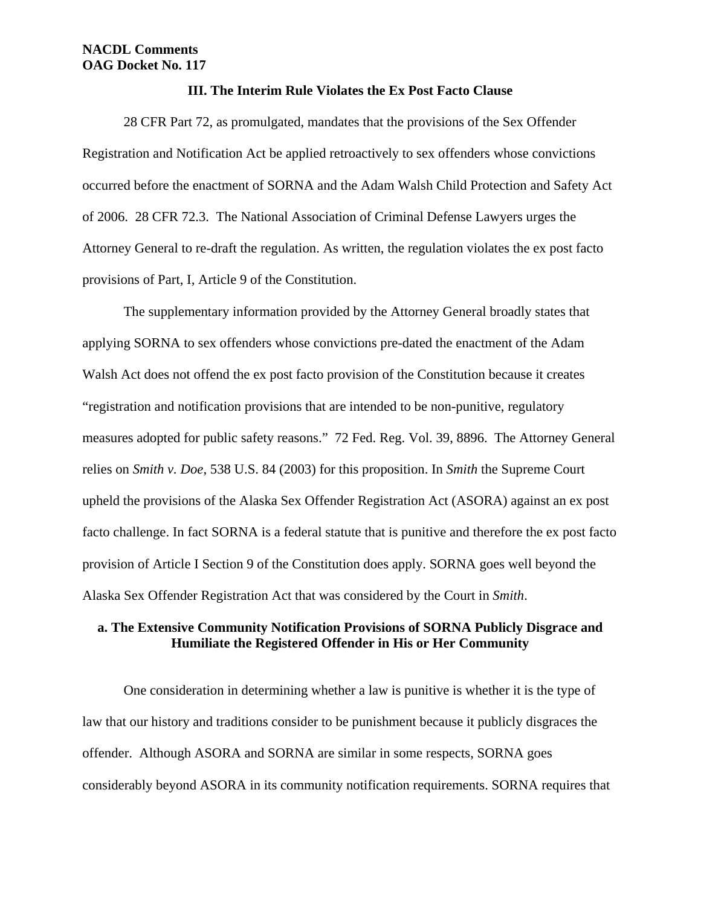### III. The Interim Rule Violates the Ex Post Facto Clause

28 CFR Part 72, as promulgated, mandates that the provisions of the Sex Offender Registration and Notification Act be applied retroactively to sex offenders whose convictions occurred before the enactment of SORNA and the Adam Walsh Child Protection and Safety Act of 2006. 28 CFR 72.3. The National Association of Criminal Defense Lawyers urges the Attorney General to re-draft the regulation. As written, the regulation violates the ex post facto provisions of Part, I, Article 9 of the Constitution.

The supplementary information provided by the Attorney General broadly states that applying SORNA to sex offenders whose convictions pre-dated the enactment of the Adam Walsh Act does not offend the ex post facto provision of the Constitution because it creates "registration and notification provisions that are intended to be non-punitive, regulatory measures adopted for public safety reasons." 72 Fed. Reg. Vol. 39, 8896. The Attorney General relies on *Smith v. Doe*, 538 U.S. 84 (2003) for this proposition. In *Smith* the Supreme Court upheld the provisions of the Alaska Sex Offender Registration Act (ASORA) against an ex post facto challenge. In fact SORNA is a federal statute that is punitive and therefore the ex post facto provision of Article I Section 9 of the Constitution does apply. SORNA goes well beyond the Alaska Sex Offender Registration Act that was considered by the Court in *Smith*.

#### a. The Extensive Community Notification Provisions of SORNA Publicly Disgrace and Humiliate the Registered Offender in His or Her Community

One consideration in determining whether a law is punitive is whether it is the type of law that our history and traditions consider to be punishment because it publicly disgraces the offender. Although ASORA and SORNA are similar in some respects, SORNA goes considerably beyond ASORA in its community notification requirements. SORNA requires that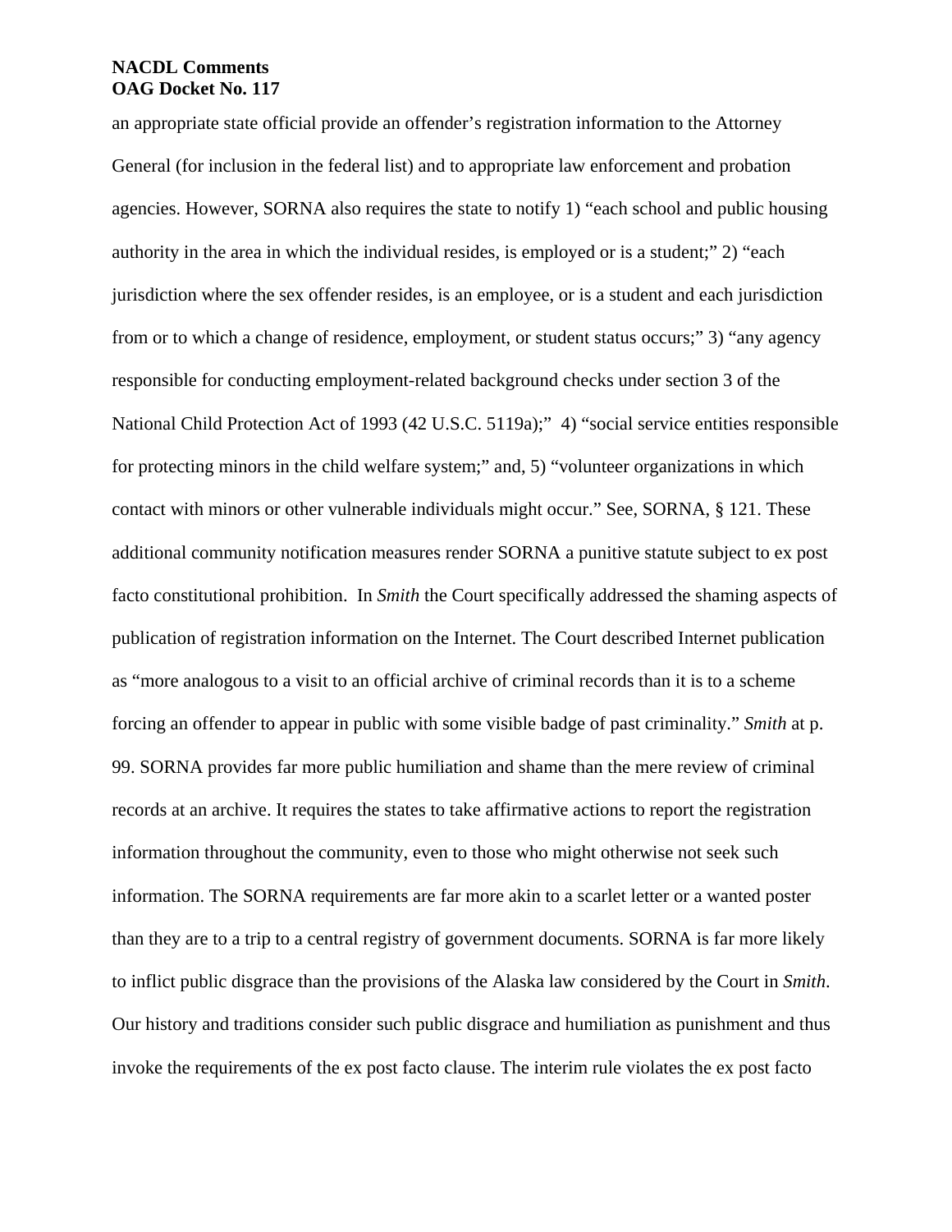an appropriate state official provide an offender's registration information to the Attorney General (for inclusion in the federal list) and to appropriate law enforcement and probation agencies. However, SORNA also requires the state to notify 1) "each school and public housing authority in the area in which the individual resides, is employed or is a student;" 2) "each jurisdiction where the sex offender resides, is an employee, or is a student and each jurisdiction from or to which a change of residence, employment, or student status occurs;" 3) "any agency responsible for conducting employment-related background checks under section 3 of the National Child Protection Act of 1993 (42 U.S.C. 5119a);" 4) "social service entities responsible for protecting minors in the child welfare system;" and, 5) "volunteer organizations in which contact with minors or other vulnerable individuals might occur." See, SORNA, § 121. These additional community notification measures render SORNA a punitive statute subject to ex post facto constitutional prohibition. In *Smith* the Court specifically addressed the shaming aspects of publication of registration information on the Internet. The Court described Internet publication as "more analogous to a visit to an official archive of criminal records than it is to a scheme forcing an offender to appear in public with some visible badge of past criminality." *Smith* at p. 99. SORNA provides far more public humiliation and shame than the mere review of criminal records at an archive. It requires the states to take affirmative actions to report the registration information throughout the community, even to those who might otherwise not seek such information. The SORNA requirements are far more akin to a scarlet letter or a wanted poster than they are to a trip to a central registry of government documents. SORNA is far more likely to inflict public disgrace than the provisions of the Alaska law considered by the Court in *Smith*. Our history and traditions consider such public disgrace and humiliation as punishment and thus invoke the requirements of the ex post facto clause. The interim rule violates the ex post facto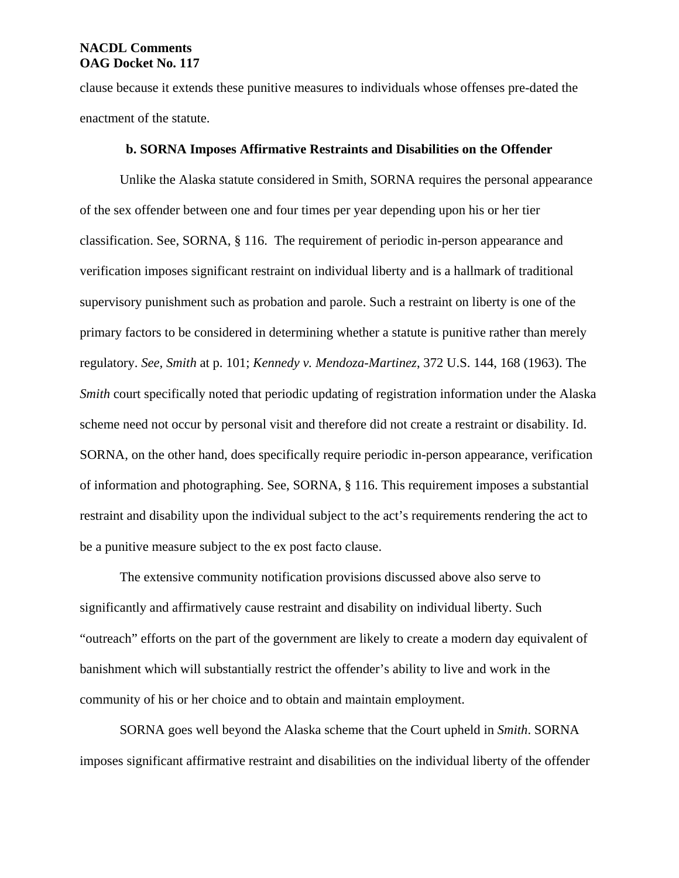clause because it extends these punitive measures to individuals whose offenses pre-dated the enactment of the statute.

### b. SORNA Imposes Affirmative Restraints and Disabilities on the Offender

Unlike the Alaska statute considered in Smith, SORNA requires the personal appearance of the sex offender between one and four times per year depending upon his or her tier classification. See, SORNA, § 116. The requirement of periodic in-person appearance and verification imposes significant restraint on individual liberty and is a hallmark of traditional supervisory punishment such as probation and parole. Such a restraint on liberty is one of the primary factors to be considered in determining whether a statute is punitive rather than merely regulatory. *See, Smith* at p. 101; *Kennedy v. Mendoza-Martinez*, 372 U.S. 144, 168 (1963). The *Smith* court specifically noted that periodic updating of registration information under the Alaska scheme need not occur by personal visit and therefore did not create a restraint or disability. Id. SORNA, on the other hand, does specifically require periodic in-person appearance, verification of information and photographing. See, SORNA, § 116. This requirement imposes a substantial restraint and disability upon the individual subject to the act's requirements rendering the act to be a punitive measure subject to the ex post facto clause.

The extensive community notification provisions discussed above also serve to significantly and affirmatively cause restraint and disability on individual liberty. Such "outreach" efforts on the part of the government are likely to create a modern day equivalent of banishment which will substantially restrict the offender's ability to live and work in the community of his or her choice and to obtain and maintain employment.

SORNA goes well beyond the Alaska scheme that the Court upheld in *Smith*. SORNA imposes significant affirmative restraint and disabilities on the individual liberty of the offender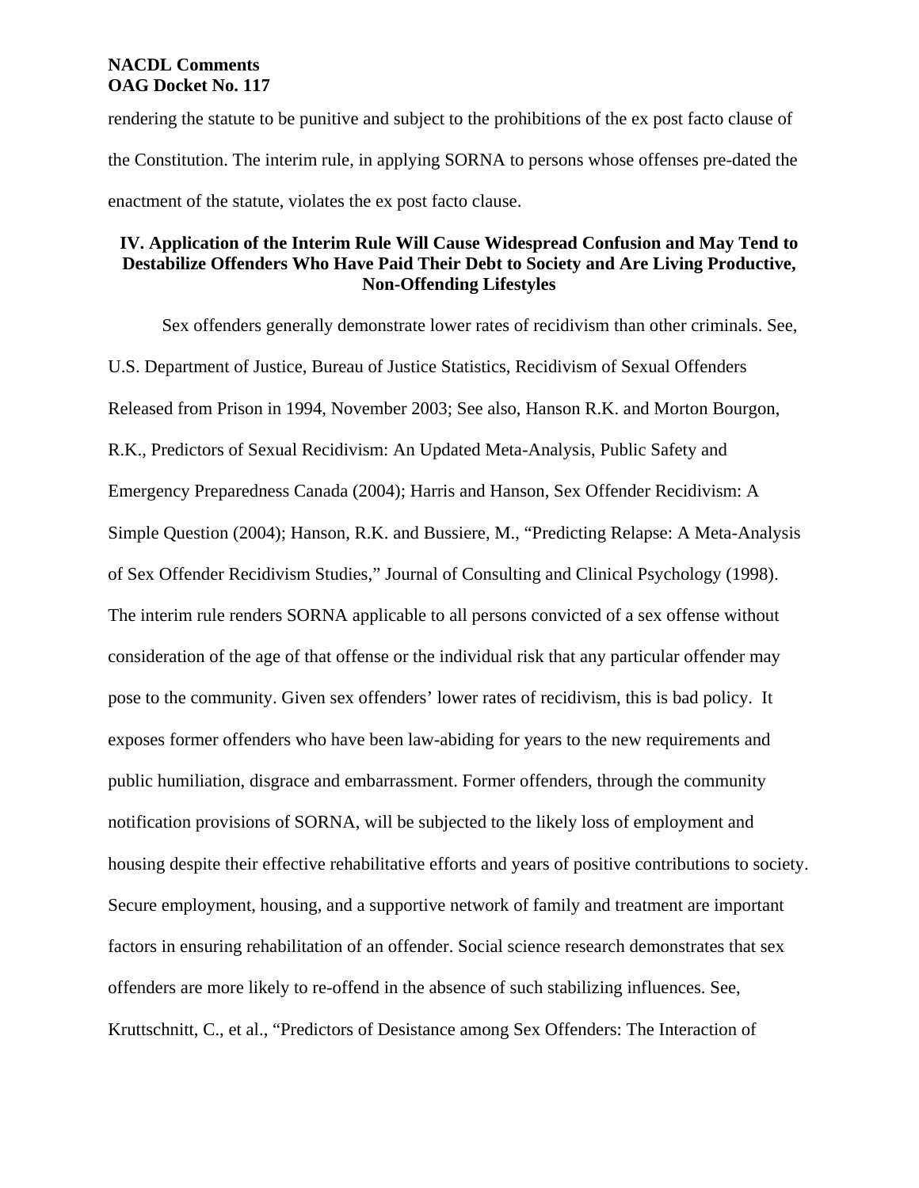rendering the statute to be punitive and subject to the prohibitions of the ex post facto clause of the Constitution. The interim rule, in applying SORNA to persons whose offenses pre-dated the enactment of the statute, violates the ex post facto clause.

## IV. Application of the Interim Rule Will Cause Widespread Confusion and May Tend to Destabilize Offenders Who Have Paid Their Debt to Society and Are Living Productive, Non-Offending Lifestyles

Sex offenders generally demonstrate lower rates of recidivism than other criminals. See, U.S. Department of Justice, Bureau of Justice Statistics, Recidivism of Sexual Offenders Released from Prison in 1994, November 2003; See also, Hanson R.K. and Morton Bourgon, R.K., Predictors of Sexual Recidivism: An Updated Meta-Analysis, Public Safety and Emergency Preparedness Canada (2004); Harris and Hanson, Sex Offender Recidivism: A Simple Question (2004); Hanson, R.K. and Bussiere, M., "Predicting Relapse: A Meta-Analysis of Sex Offender Recidivism Studies," Journal of Consulting and Clinical Psychology (1998). The interim rule renders SORNA applicable to all persons convicted of a sex offense without consideration of the age of that offense or the individual risk that any particular offender may pose to the community. Given sex offenders' lower rates of recidivism, this is bad policy. It exposes former offenders who have been law-abiding for years to the new requirements and public humiliation, disgrace and embarrassment. Former offenders, through the community notification provisions of SORNA, will be subjected to the likely loss of employment and housing despite their effective rehabilitative efforts and years of positive contributions to society. Secure employment, housing, and a supportive network of family and treatment are important factors in ensuring rehabilitation of an offender. Social science research demonstrates that sex offenders are more likely to re-offend in the absence of such stabilizing influences. See, Kruttschnitt, C., et al., "Predictors of Desistance among Sex Offenders: The Interaction of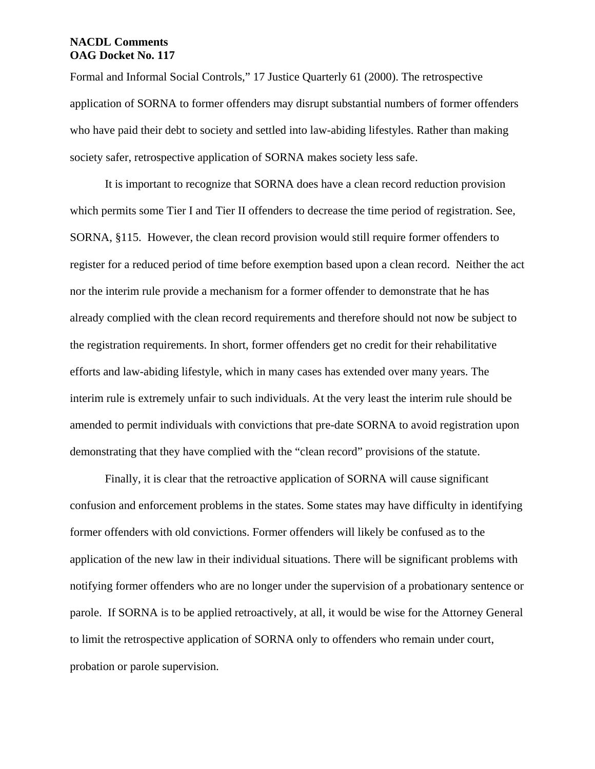Formal and Informal Social Controls," 17 Justice Quarterly 61 (2000). The retrospective application of SORNA to former offenders may disrupt substantial numbers of former offenders who have paid their debt to society and settled into law-abiding lifestyles. Rather than making society safer, retrospective application of SORNA makes society less safe.

It is important to recognize that SORNA does have a clean record reduction provision which permits some Tier I and Tier II offenders to decrease the time period of registration. See, SORNA, §115. However, the clean record provision would still require former offenders to register for a reduced period of time before exemption based upon a clean record. Neither the act nor the interim rule provide a mechanism for a former offender to demonstrate that he has already complied with the clean record requirements and therefore should not now be subject to the registration requirements. In short, former offenders get no credit for their rehabilitative efforts and law-abiding lifestyle, which in many cases has extended over many years. The interim rule is extremely unfair to such individuals. At the very least the interim rule should be amended to permit individuals with convictions that pre-date SORNA to avoid registration upon demonstrating that they have complied with the "clean record" provisions of the statute.

Finally, it is clear that the retroactive application of SORNA will cause significant confusion and enforcement problems in the states. Some states may have difficulty in identifying former offenders with old convictions. Former offenders will likely be confused as to the application of the new law in their individual situations. There will be significant problems with notifying former offenders who are no longer under the supervision of a probationary sentence or parole. If SORNA is to be applied retroactively, at all, it would be wise for the Attorney General to limit the retrospective application of SORNA only to offenders who remain under court, probation or parole supervision.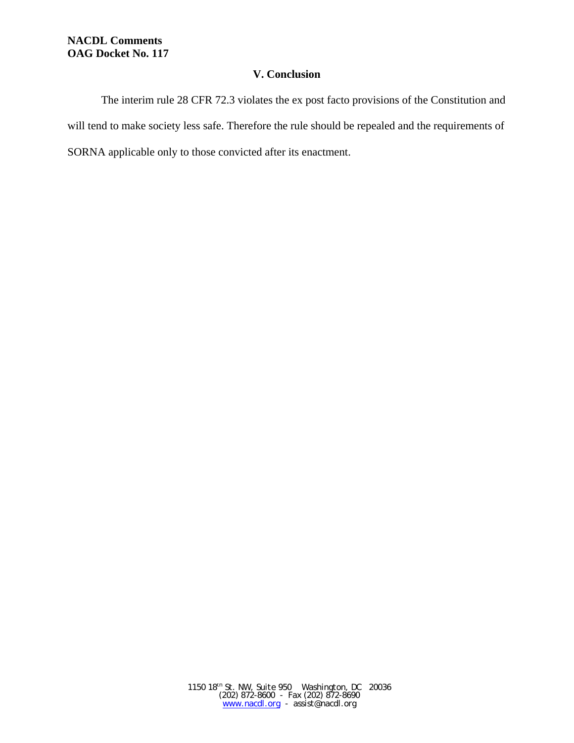## V. Conclusion

The interim rule 28 CFR 72.3 violates the ex post facto provisions of the Constitution and will tend to make society less safe. Therefore the rule should be repealed and the requirements of SORNA applicable only to those convicted after its enactment.